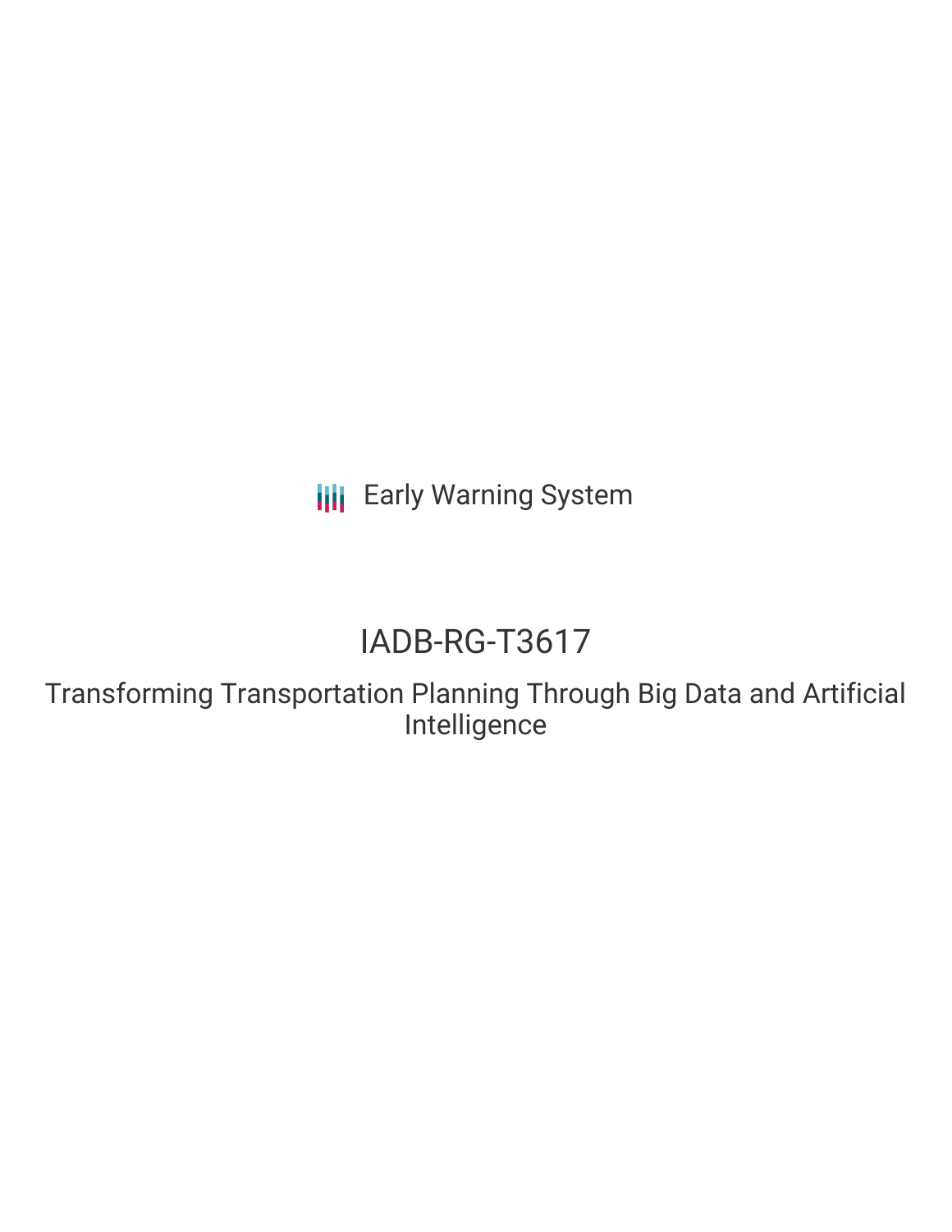Early Warning System

# IADB-RG-T3617

## Transforming Transportation Planning Through Big Data and Artificial Intelligence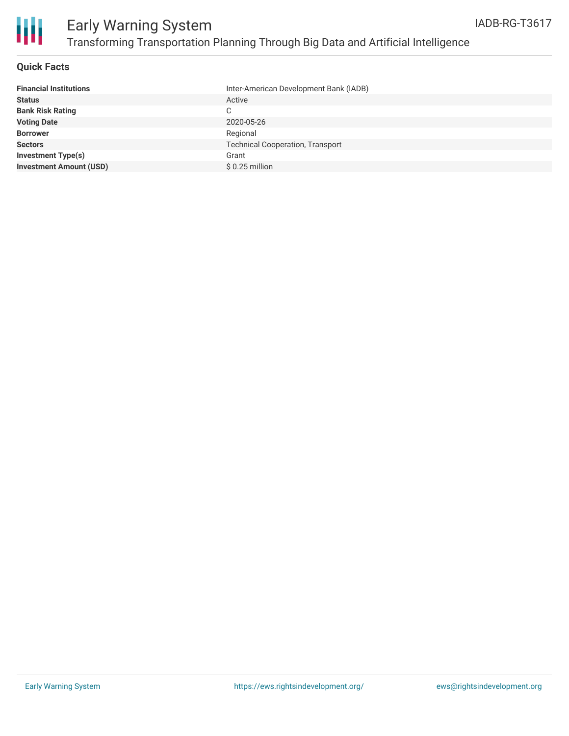# Early Warning System

## Transforming Transportation Planning Through Big Data and Artificial Intelligence

IADB-RG-T3617

### Quick Facts

| | |
|---|---|
| **Financial Institutions** | Inter-American Development Bank (IADB) |
| **Status** | Active |
| **Bank Risk Rating** | C |
| **Voting Date** | 2020-05-26 |
| **Borrower** | Regional |
| **Sectors** | Technical Cooperation, Transport |
| **Investment Type(s)** | Grant |
| **Investment Amount (USD)** | $ 0.25 million |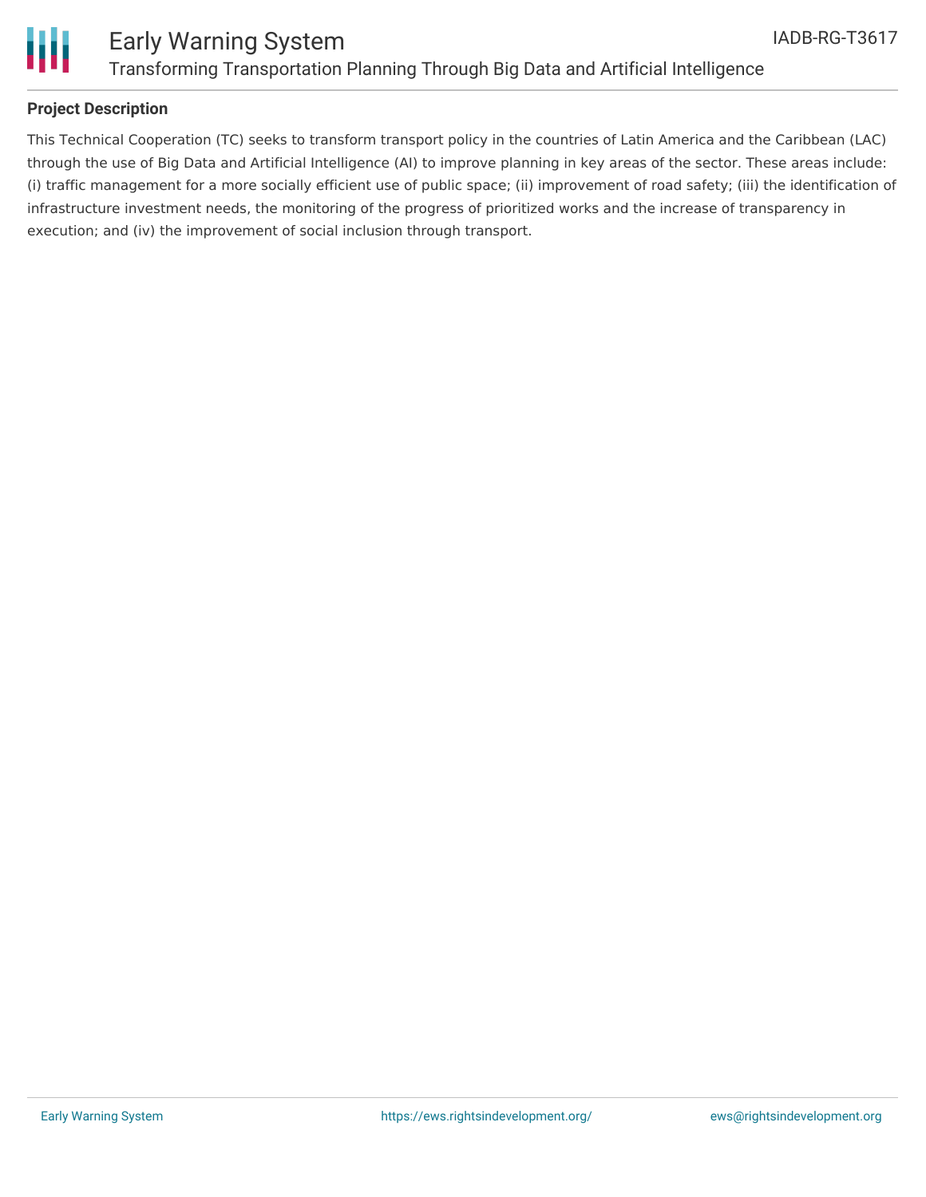## Project Description

This Technical Cooperation (TC) seeks to transform transport policy in the countries of Latin America and the Caribbean (LAC) through the use of Big Data and Artificial Intelligence (AI) to improve planning in key areas of the sector. These areas include: (i) traffic management for a more socially efficient use of public space; (ii) improvement of road safety; (iii) the identification of infrastructure investment needs, the monitoring of the progress of prioritized works and the increase of transparency in execution; and (iv) the improvement of social inclusion through transport.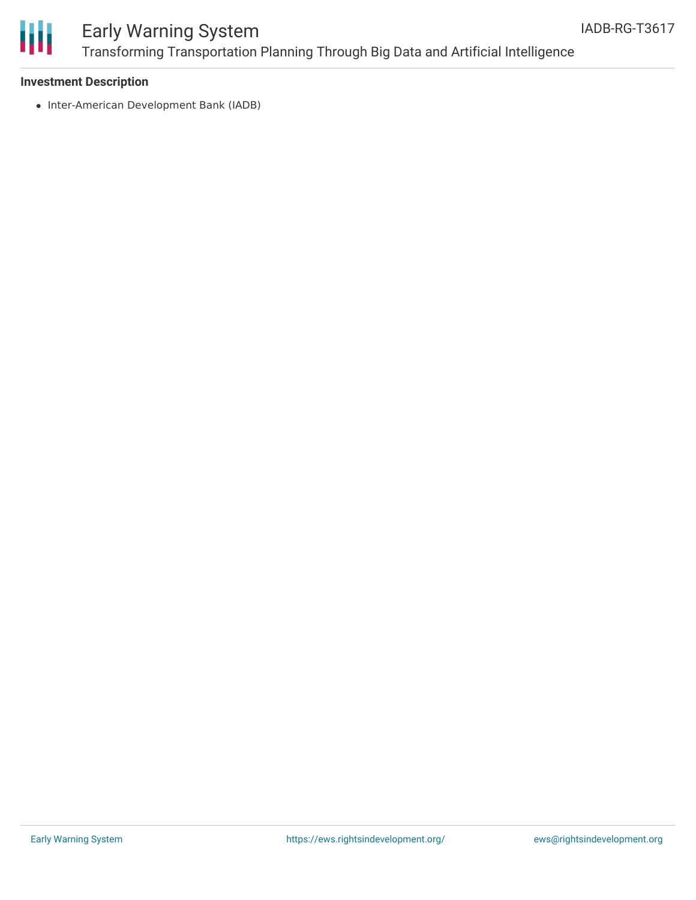### Investment Description

- Inter-American Development Bank (IADB)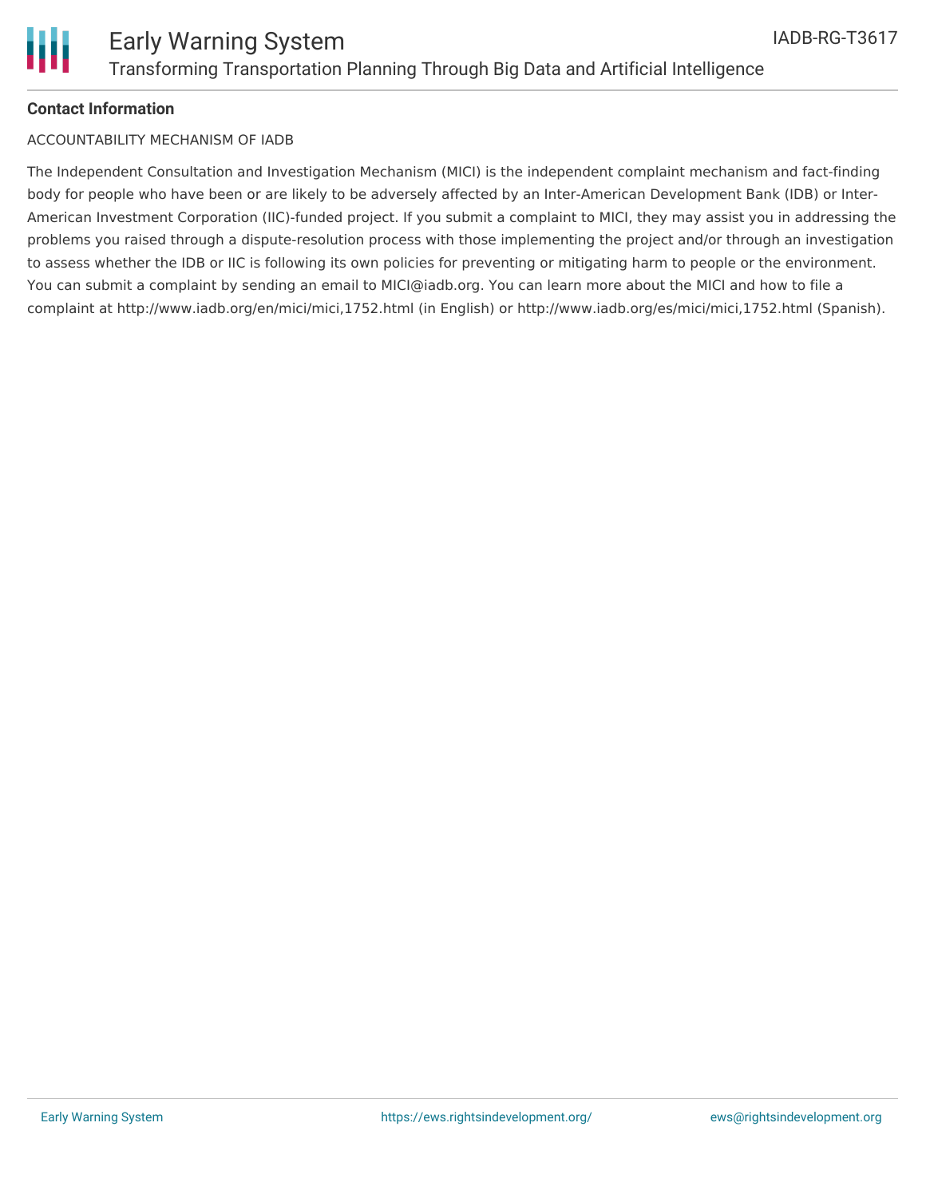**Contact Information**

ACCOUNTABILITY MECHANISM OF IADB

The Independent Consultation and Investigation Mechanism (MICI) is the independent complaint mechanism and fact-finding body for people who have been or are likely to be adversely affected by an Inter-American Development Bank (IDB) or Inter-American Investment Corporation (IIC)-funded project. If you submit a complaint to MICI, they may assist you in addressing the problems you raised through a dispute-resolution process with those implementing the project and/or through an investigation to assess whether the IDB or IIC is following its own policies for preventing or mitigating harm to people or the environment. You can submit a complaint by sending an email to MICI@iadb.org. You can learn more about the MICI and how to file a complaint at http://www.iadb.org/en/mici/mici,1752.html (in English) or http://www.iadb.org/es/mici/mici,1752.html (Spanish).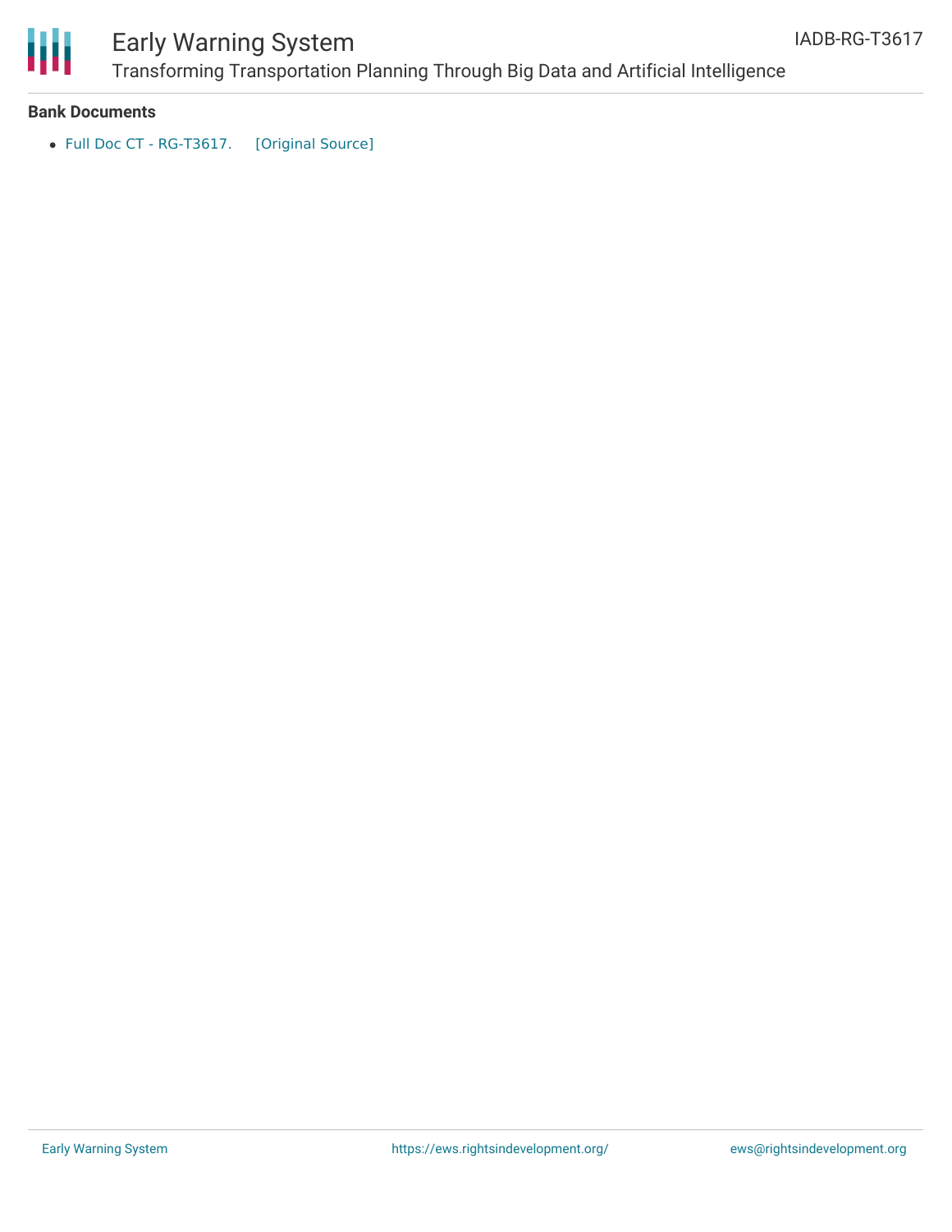**Bank Documents**

- Full Doc CT - RG-T3617. [Original Source]